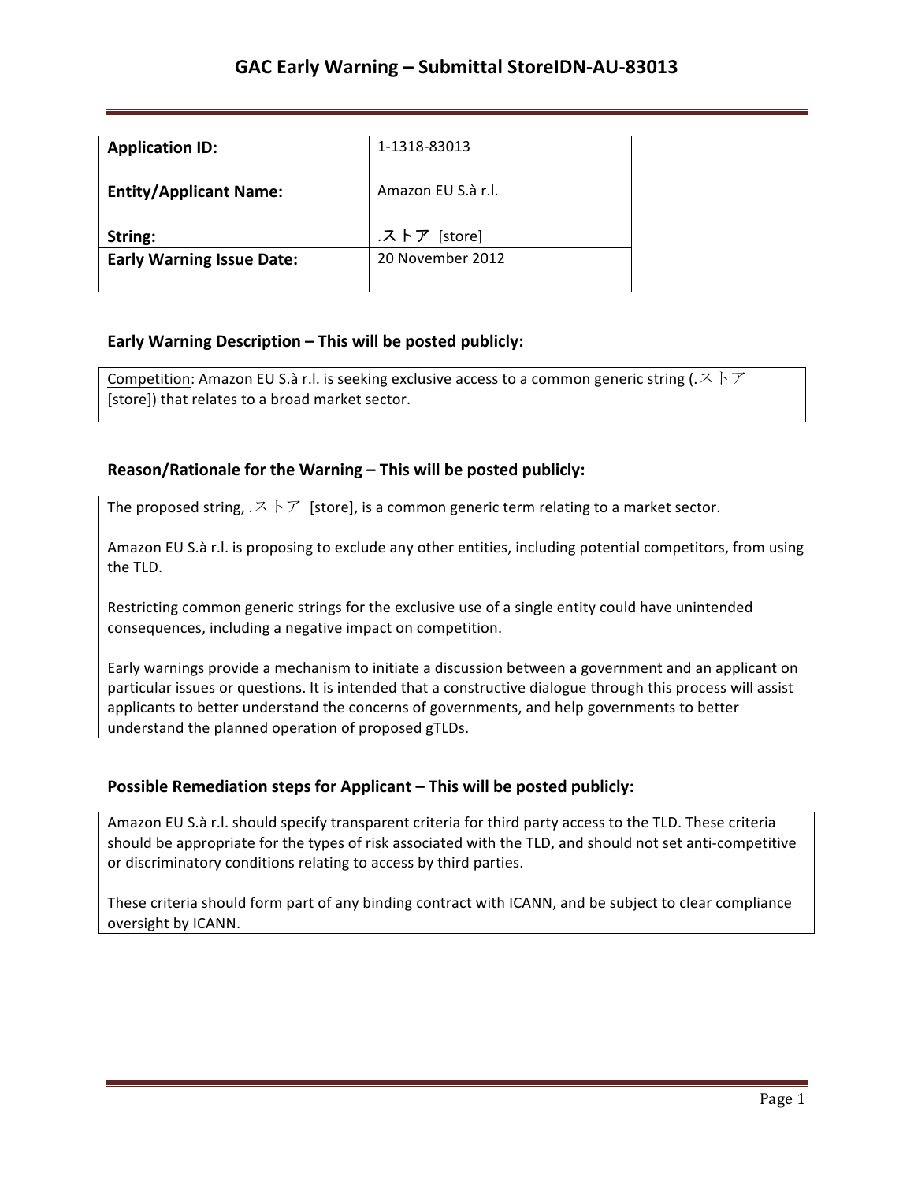# GAC Early Warning – Submittal StoreIDN-AU-83013

| **Application ID:** | 1-1318-83013 |
| --- | --- |
| **Entity/Applicant Name:** | Amazon EU S.à r.l. |
| **String:** | .ストア [store] |
| **Early Warning Issue Date:** | 20 November 2012 |

## Early Warning Description – This will be posted publicly:

Competition: Amazon EU S.à r.l. is seeking exclusive access to a common generic string (.ストア [store]) that relates to a broad market sector.

## Reason/Rationale for the Warning – This will be posted publicly:

The proposed string, .ストア [store], is a common generic term relating to a market sector.

Amazon EU S.à r.l. is proposing to exclude any other entities, including potential competitors, from using the TLD.

Restricting common generic strings for the exclusive use of a single entity could have unintended consequences, including a negative impact on competition.

Early warnings provide a mechanism to initiate a discussion between a government and an applicant on particular issues or questions. It is intended that a constructive dialogue through this process will assist applicants to better understand the concerns of governments, and help governments to better understand the planned operation of proposed gTLDs.

## Possible Remediation steps for Applicant – This will be posted publicly:

Amazon EU S.à r.l. should specify transparent criteria for third party access to the TLD. These criteria should be appropriate for the types of risk associated with the TLD, and should not set anti-competitive or discriminatory conditions relating to access by third parties.

These criteria should form part of any binding contract with ICANN, and be subject to clear compliance oversight by ICANN.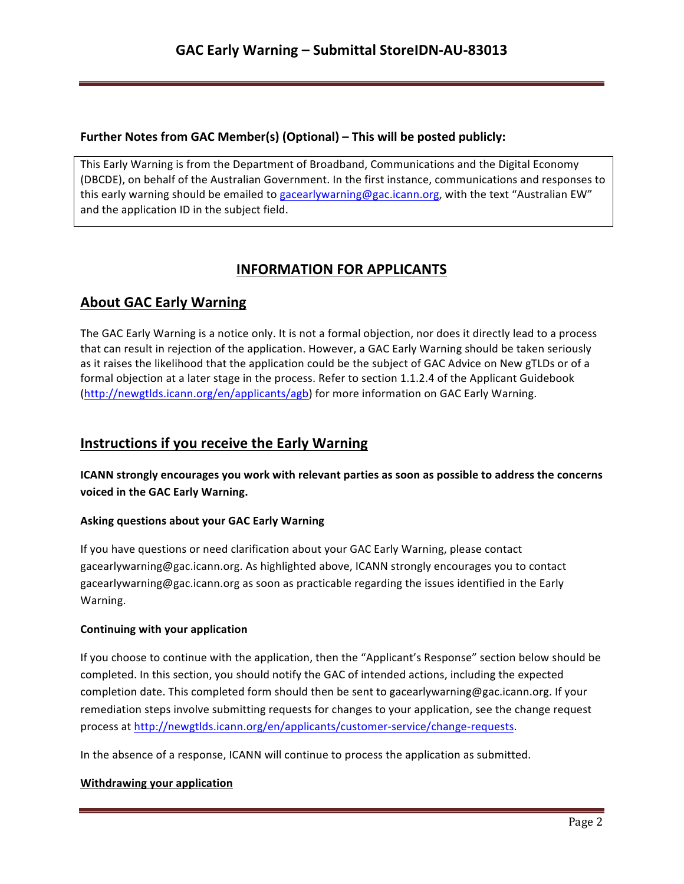**Further Notes from GAC Member(s) (Optional) – This will be posted publicly:**

This Early Warning is from the Department of Broadband, Communications and the Digital Economy (DBCDE), on behalf of the Australian Government. In the first instance, communications and responses to this early warning should be emailed to gacearlywarning@gac.icann.org, with the text "Australian EW" and the application ID in the subject field.

## INFORMATION FOR APPLICANTS

## About GAC Early Warning

The GAC Early Warning is a notice only. It is not a formal objection, nor does it directly lead to a process that can result in rejection of the application. However, a GAC Early Warning should be taken seriously as it raises the likelihood that the application could be the subject of GAC Advice on New gTLDs or of a formal objection at a later stage in the process. Refer to section 1.1.2.4 of the Applicant Guidebook (http://newgtlds.icann.org/en/applicants/agb) for more information on GAC Early Warning.

## Instructions if you receive the Early Warning

**ICANN strongly encourages you work with relevant parties as soon as possible to address the concerns voiced in the GAC Early Warning.**

#### Asking questions about your GAC Early Warning

If you have questions or need clarification about your GAC Early Warning, please contact gacearlywarning@gac.icann.org. As highlighted above, ICANN strongly encourages you to contact gacearlywarning@gac.icann.org as soon as practicable regarding the issues identified in the Early Warning.

#### Continuing with your application

If you choose to continue with the application, then the "Applicant's Response" section below should be completed. In this section, you should notify the GAC of intended actions, including the expected completion date. This completed form should then be sent to gacearlywarning@gac.icann.org. If your remediation steps involve submitting requests for changes to your application, see the change request process at http://newgtlds.icann.org/en/applicants/customer-service/change-requests.

In the absence of a response, ICANN will continue to process the application as submitted.

#### Withdrawing your application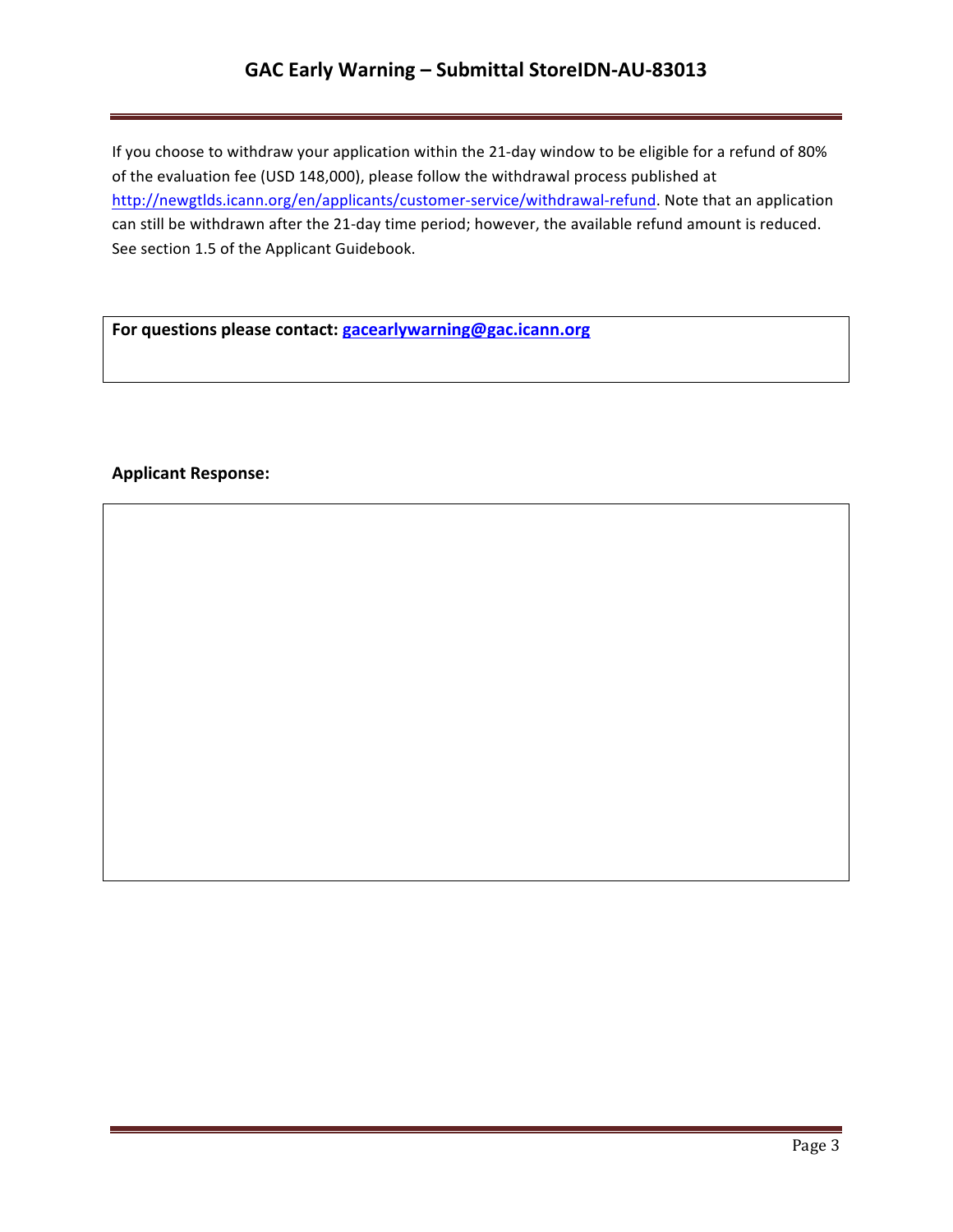If you choose to withdraw your application within the 21-day window to be eligible for a refund of 80% of the evaluation fee (USD 148,000), please follow the withdrawal process published at http://newgtlds.icann.org/en/applicants/customer-service/withdrawal-refund. Note that an application can still be withdrawn after the 21-day time period; however, the available refund amount is reduced. See section 1.5 of the Applicant Guidebook.

**For questions please contact: gacearlywarning@gac.icann.org**

**Applicant Response:**